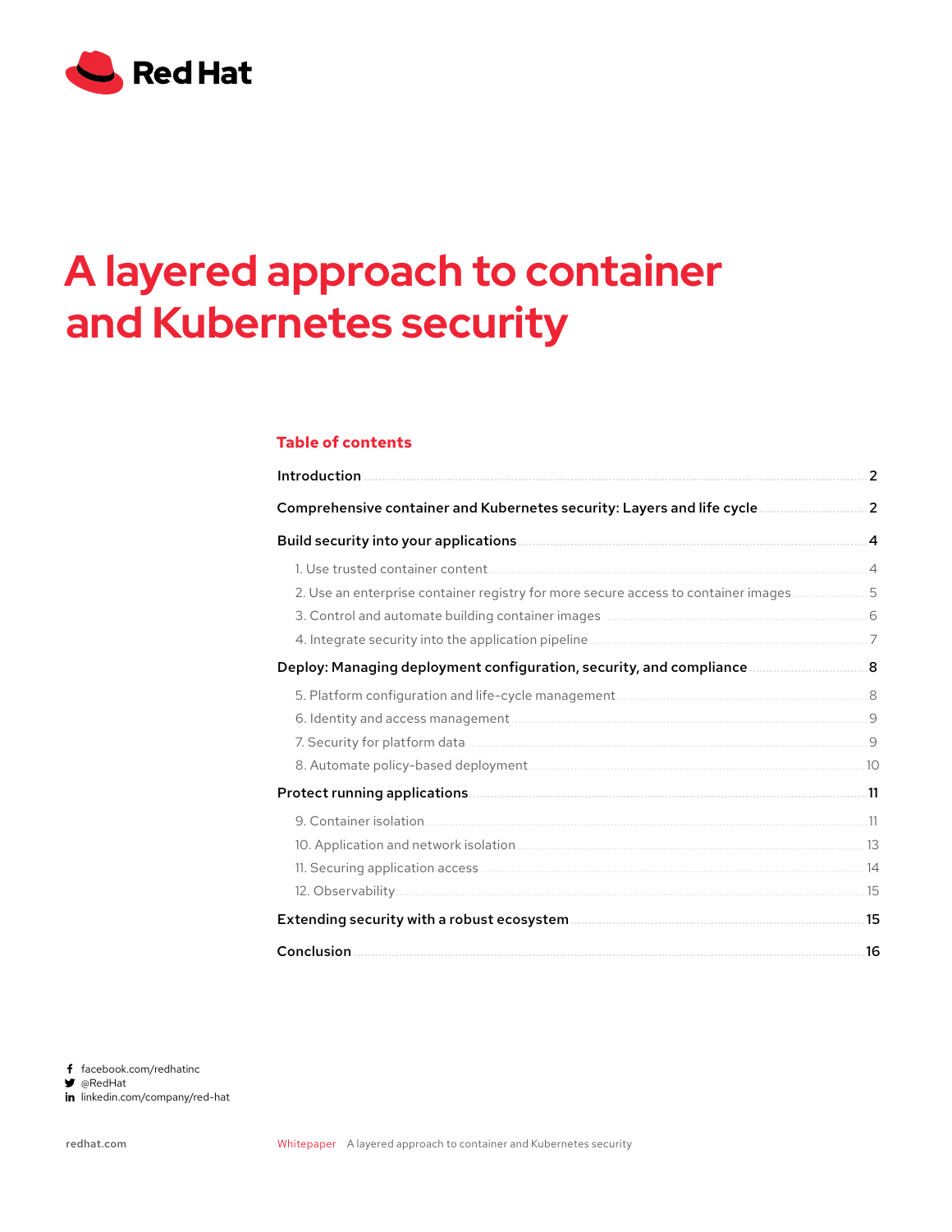Red Hat

# A layered approach to container and Kubernetes security

## Table of contents

**Introduction** ........ 2

**Comprehensive container and Kubernetes security: Layers and life cycle** ........ 2

**Build security into your applications** ........ 4

- 1. Use trusted container content ........ 4
- 2. Use an enterprise container registry for more secure access to container images ........ 5
- 3. Control and automate building container images ........ 6
- 4. Integrate security into the application pipeline ........ 7

**Deploy: Managing deployment configuration, security, and compliance** ........ 8

- 5. Platform configuration and life-cycle management ........ 8
- 6. Identity and access management ........ 9
- 7. Security for platform data ........ 9
- 8. Automate policy-based deployment ........ 10

**Protect running applications** ........ 11

- 9. Container isolation ........ 11
- 10. Application and network isolation ........ 13
- 11. Securing application access ........ 14
- 12. Observability ........ 15

**Extending security with a robust ecosystem** ........ 15

**Conclusion** ........ 16

facebook.com/redhatinc
@RedHat
linkedin.com/company/red-hat

redhat.com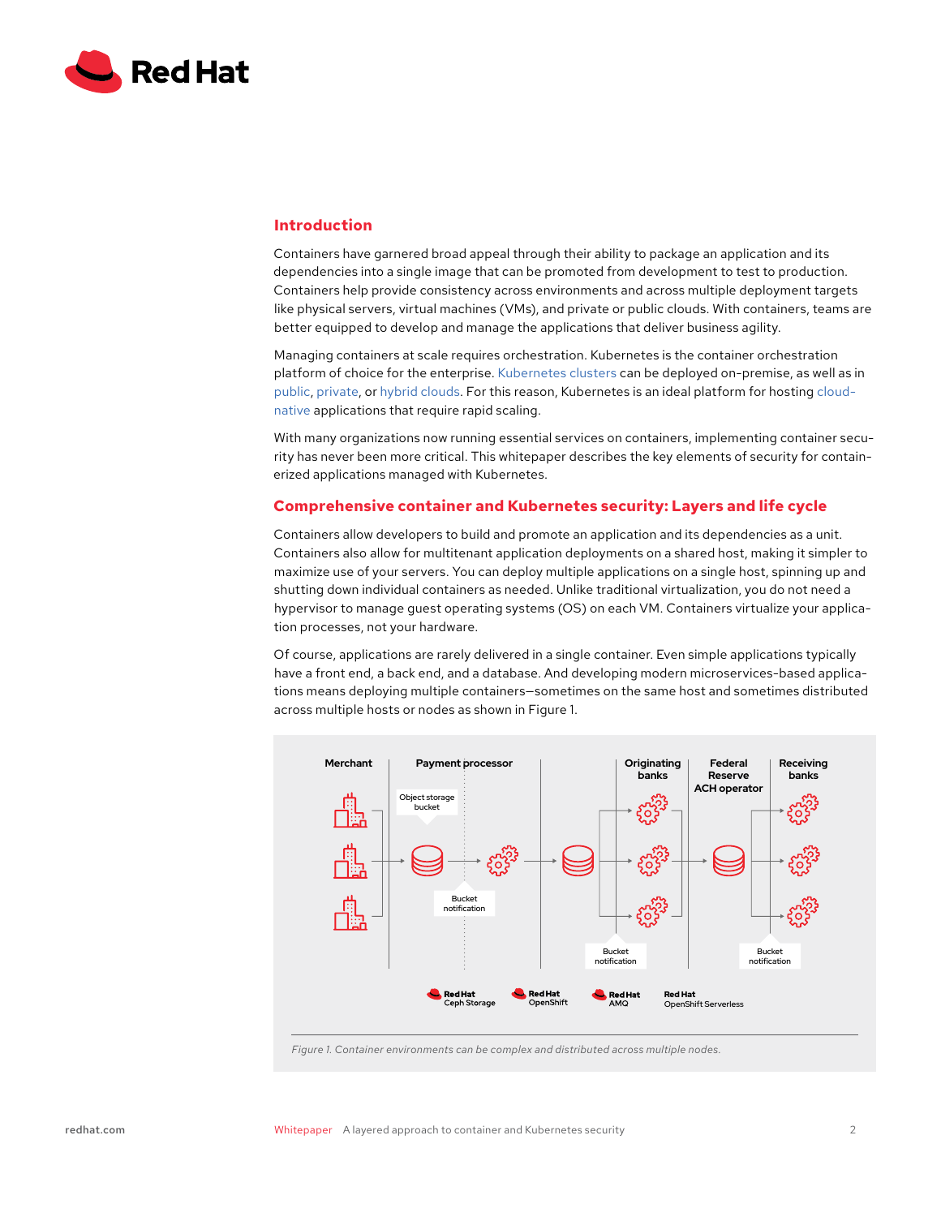## Introduction

Containers have garnered broad appeal through their ability to package an application and its dependencies into a single image that can be promoted from development to test to production. Containers help provide consistency across environments and across multiple deployment targets like physical servers, virtual machines (VMs), and private or public clouds. With containers, teams are better equipped to develop and manage the applications that deliver business agility.

Managing containers at scale requires orchestration. Kubernetes is the container orchestration platform of choice for the enterprise. Kubernetes clusters can be deployed on-premise, as well as in public, private, or hybrid clouds. For this reason, Kubernetes is an ideal platform for hosting cloud-native applications that require rapid scaling.

With many organizations now running essential services on containers, implementing container security has never been more critical. This whitepaper describes the key elements of security for containerized applications managed with Kubernetes.

## Comprehensive container and Kubernetes security: Layers and life cycle

Containers allow developers to build and promote an application and its dependencies as a unit. Containers also allow for multitenant application deployments on a shared host, making it simpler to maximize use of your servers. You can deploy multiple applications on a single host, spinning up and shutting down individual containers as needed. Unlike traditional virtualization, you do not need a hypervisor to manage guest operating systems (OS) on each VM. Containers virtualize your application processes, not your hardware.

Of course, applications are rarely delivered in a single container. Even simple applications typically have a front end, a back end, and a database. And developing modern microservices-based applications means deploying multiple containers—sometimes on the same host and sometimes distributed across multiple hosts or nodes as shown in Figure 1.

Merchant | Payment processor | Originating banks | Federal Reserve ACH operator | Receiving banks

Object storage bucket

Bucket notification

Bucket notification

Bucket notification

Red Hat Ceph Storage | Red Hat OpenShift | Red Hat AMQ | Red Hat OpenShift Serverless

*Figure 1. Container environments can be complex and distributed across multiple nodes.*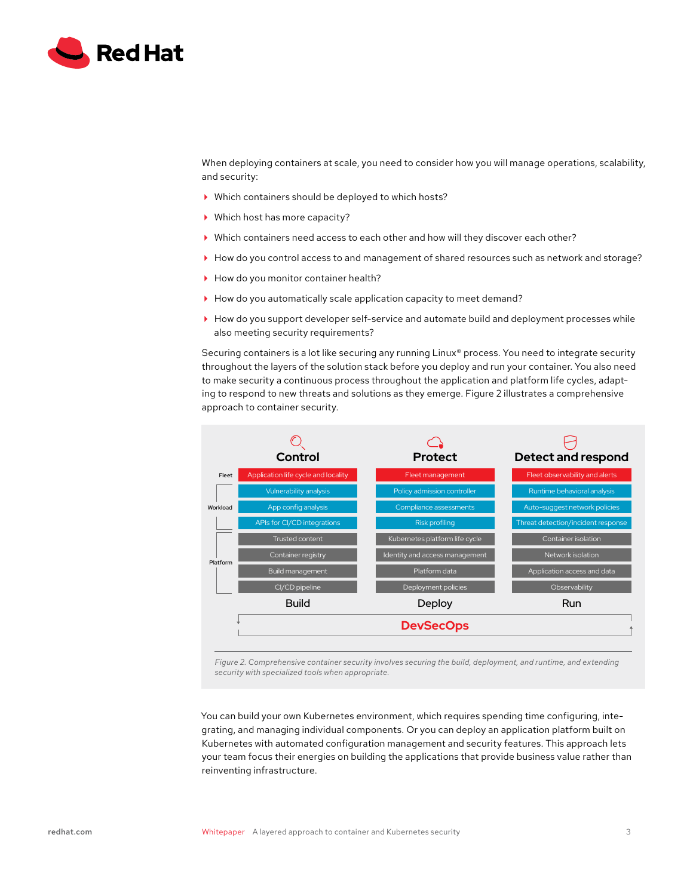When deploying containers at scale, you need to consider how you will manage operations, scalability, and security:

- Which containers should be deployed to which hosts?
- Which host has more capacity?
- Which containers need access to each other and how will they discover each other?
- How do you control access to and management of shared resources such as network and storage?
- How do you monitor container health?
- How do you automatically scale application capacity to meet demand?
- How do you support developer self-service and automate build and deployment processes while also meeting security requirements?

Securing containers is a lot like securing any running Linux® process. You need to integrate security throughout the layers of the solution stack before you deploy and run your container. You also need to make security a continuous process throughout the application and platform life cycles, adapting to respond to new threats and solutions as they emerge. Figure 2 illustrates a comprehensive approach to container security.

| Layer | Control | Protect | Detect and respond |
| --- | --- | --- | --- |
| Fleet | Application life cycle and locality | Fleet management | Fleet observability and alerts |
| Workload | Vulnerability analysis | Policy admission controller | Runtime behavioral analysis |
| Workload | App config analysis | Compliance assessments | Auto-suggest network policies |
| Workload | APIs for CI/CD integrations | Risk profiling | Threat detection/incident response |
| Platform | Trusted content | Kubernetes platform life cycle | Container isolation |
| Platform | Container registry | Identity and access management | Network isolation |
| Platform | Build management | Platform data | Application access and data |
| Platform | CI/CD pipeline | Deployment policies | Observability |
| | Build | Deploy | Run |

DevSecOps

*Figure 2. Comprehensive container security involves securing the build, deployment, and runtime, and extending security with specialized tools when appropriate.*

You can build your own Kubernetes environment, which requires spending time configuring, integrating, and managing individual components. Or you can deploy an application platform built on Kubernetes with automated configuration management and security features. This approach lets your team focus their energies on building the applications that provide business value rather than reinventing infrastructure.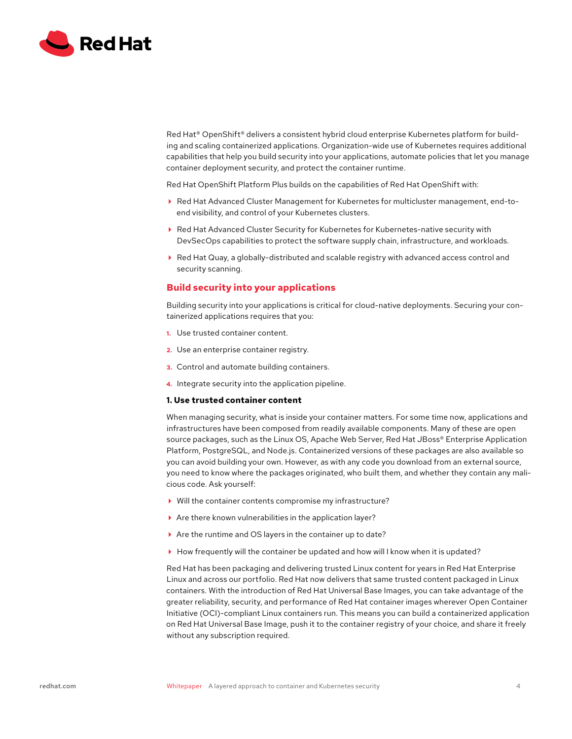Red Hat® OpenShift® delivers a consistent hybrid cloud enterprise Kubernetes platform for building and scaling containerized applications. Organization-wide use of Kubernetes requires additional capabilities that help you build security into your applications, automate policies that let you manage container deployment security, and protect the container runtime.

Red Hat OpenShift Platform Plus builds on the capabilities of Red Hat OpenShift with:

- Red Hat Advanced Cluster Management for Kubernetes for multicluster management, end-to-end visibility, and control of your Kubernetes clusters.
- Red Hat Advanced Cluster Security for Kubernetes for Kubernetes-native security with DevSecOps capabilities to protect the software supply chain, infrastructure, and workloads.
- Red Hat Quay, a globally-distributed and scalable registry with advanced access control and security scanning.

## Build security into your applications

Building security into your applications is critical for cloud-native deployments. Securing your containerized applications requires that you:

1. Use trusted container content.
2. Use an enterprise container registry.
3. Control and automate building containers.
4. Integrate security into the application pipeline.

### 1. Use trusted container content

When managing security, what is inside your container matters. For some time now, applications and infrastructures have been composed from readily available components. Many of these are open source packages, such as the Linux OS, Apache Web Server, Red Hat JBoss® Enterprise Application Platform, PostgreSQL, and Node.js. Containerized versions of these packages are also available so you can avoid building your own. However, as with any code you download from an external source, you need to know where the packages originated, who built them, and whether they contain any malicious code. Ask yourself:

- Will the container contents compromise my infrastructure?
- Are there known vulnerabilities in the application layer?
- Are the runtime and OS layers in the container up to date?
- How frequently will the container be updated and how will I know when it is updated?

Red Hat has been packaging and delivering trusted Linux content for years in Red Hat Enterprise Linux and across our portfolio. Red Hat now delivers that same trusted content packaged in Linux containers. With the introduction of Red Hat Universal Base Images, you can take advantage of the greater reliability, security, and performance of Red Hat container images wherever Open Container Initiative (OCI)-compliant Linux containers run. This means you can build a containerized application on Red Hat Universal Base Image, push it to the container registry of your choice, and share it freely without any subscription required.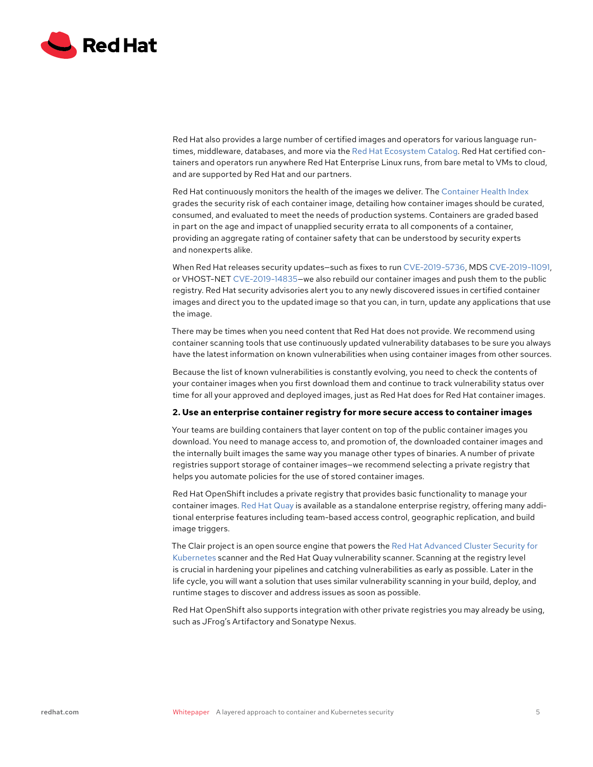Red Hat also provides a large number of certified images and operators for various language runtimes, middleware, databases, and more via the Red Hat Ecosystem Catalog. Red Hat certified containers and operators run anywhere Red Hat Enterprise Linux runs, from bare metal to VMs to cloud, and are supported by Red Hat and our partners.

Red Hat continuously monitors the health of the images we deliver. The Container Health Index grades the security risk of each container image, detailing how container images should be curated, consumed, and evaluated to meet the needs of production systems. Containers are graded based in part on the age and impact of unapplied security errata to all components of a container, providing an aggregate rating of container safety that can be understood by security experts and nonexperts alike.

When Red Hat releases security updates—such as fixes to run CVE-2019-5736, MDS CVE-2019-11091, or VHOST-NET CVE-2019-14835—we also rebuild our container images and push them to the public registry. Red Hat security advisories alert you to any newly discovered issues in certified container images and direct you to the updated image so that you can, in turn, update any applications that use the image.

There may be times when you need content that Red Hat does not provide. We recommend using container scanning tools that use continuously updated vulnerability databases to be sure you always have the latest information on known vulnerabilities when using container images from other sources.

Because the list of known vulnerabilities is constantly evolving, you need to check the contents of your container images when you first download them and continue to track vulnerability status over time for all your approved and deployed images, just as Red Hat does for Red Hat container images.

### 2. Use an enterprise container registry for more secure access to container images

Your teams are building containers that layer content on top of the public container images you download. You need to manage access to, and promotion of, the downloaded container images and the internally built images the same way you manage other types of binaries. A number of private registries support storage of container images—we recommend selecting a private registry that helps you automate policies for the use of stored container images.

Red Hat OpenShift includes a private registry that provides basic functionality to manage your container images. Red Hat Quay is available as a standalone enterprise registry, offering many additional enterprise features including team-based access control, geographic replication, and build image triggers.

The Clair project is an open source engine that powers the Red Hat Advanced Cluster Security for Kubernetes scanner and the Red Hat Quay vulnerability scanner. Scanning at the registry level is crucial in hardening your pipelines and catching vulnerabilities as early as possible. Later in the life cycle, you will want a solution that uses similar vulnerability scanning in your build, deploy, and runtime stages to discover and address issues as soon as possible.

Red Hat OpenShift also supports integration with other private registries you may already be using, such as JFrog's Artifactory and Sonatype Nexus.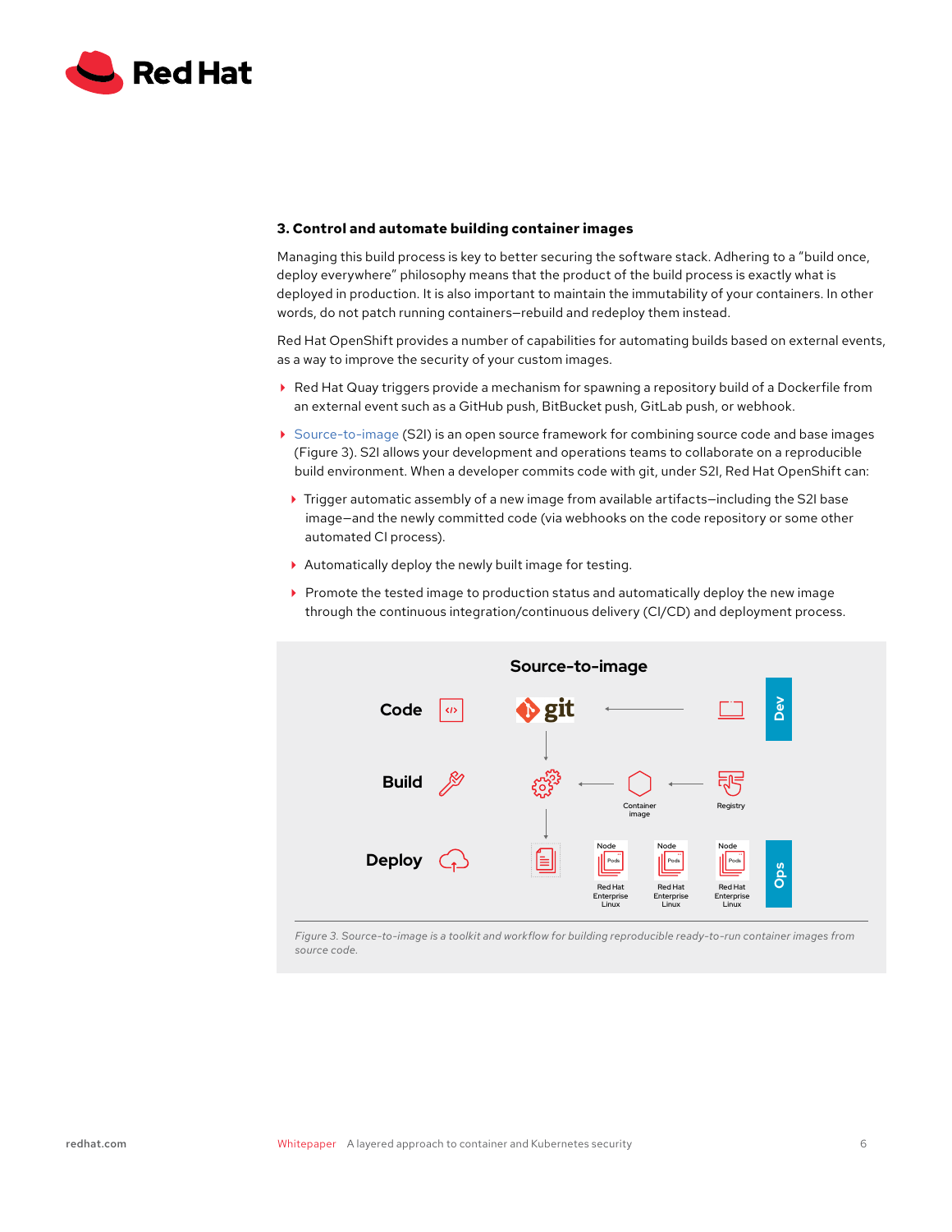### 3. Control and automate building container images

Managing this build process is key to better securing the software stack. Adhering to a "build once, deploy everywhere" philosophy means that the product of the build process is exactly what is deployed in production. It is also important to maintain the immutability of your containers. In other words, do not patch running containers—rebuild and redeploy them instead.

Red Hat OpenShift provides a number of capabilities for automating builds based on external events, as a way to improve the security of your custom images.

- Red Hat Quay triggers provide a mechanism for spawning a repository build of a Dockerfile from an external event such as a GitHub push, BitBucket push, GitLab push, or webhook.
- Source-to-image (S2I) is an open source framework for combining source code and base images (Figure 3). S2I allows your development and operations teams to collaborate on a reproducible build environment. When a developer commits code with git, under S2I, Red Hat OpenShift can:
  - Trigger automatic assembly of a new image from available artifacts—including the S2I base image—and the newly committed code (via webhooks on the code repository or some other automated CI process).
  - Automatically deploy the newly built image for testing.
  - Promote the tested image to production status and automatically deploy the new image through the continuous integration/continuous delivery (CI/CD) and deployment process.

**Source-to-image**

Code | Build | Deploy

Dev | Ops

Container image | Registry | Node | Pods | Red Hat Enterprise Linux

*Figure 3. Source-to-image is a toolkit and workflow for building reproducible ready-to-run container images from source code.*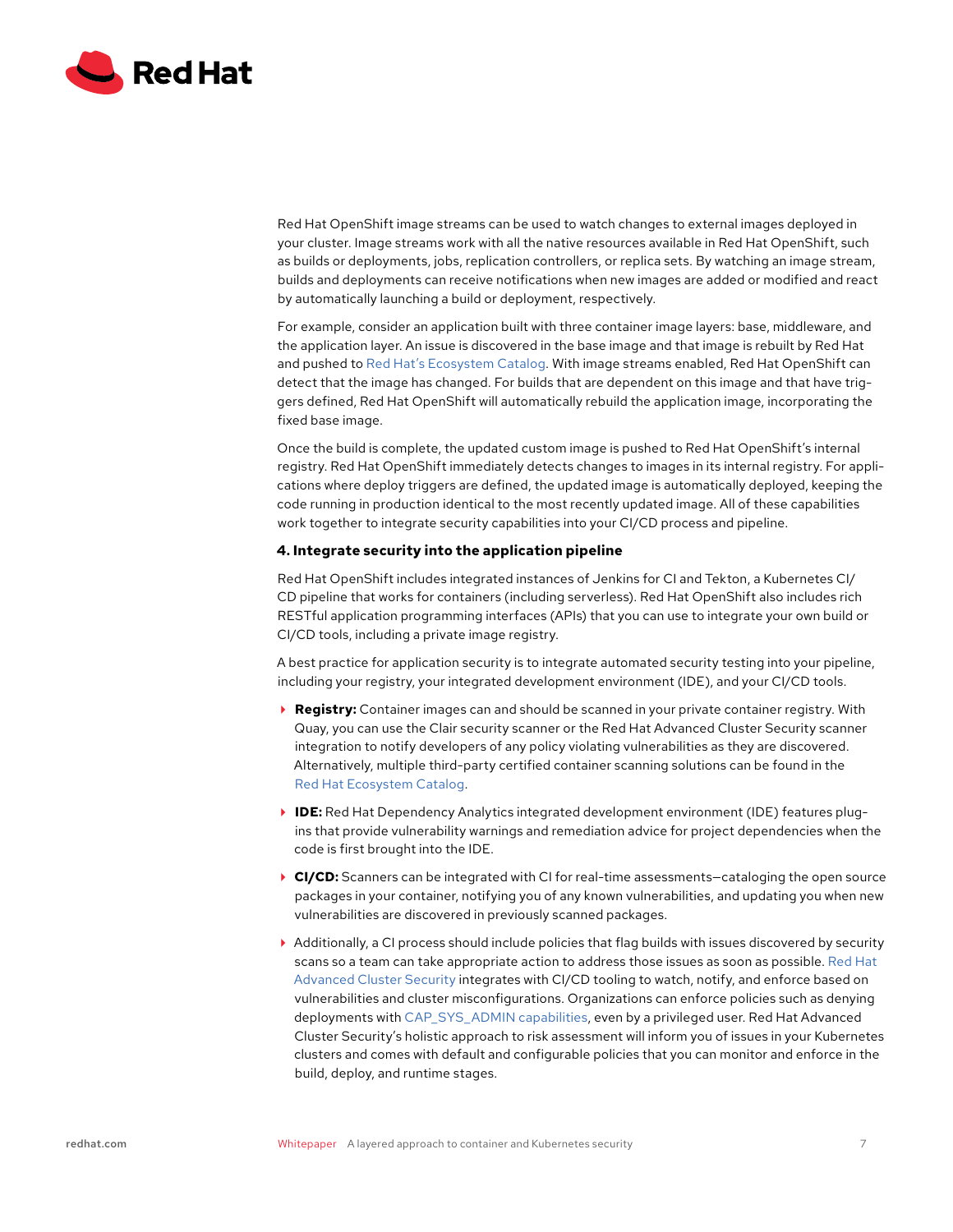Red Hat OpenShift image streams can be used to watch changes to external images deployed in your cluster. Image streams work with all the native resources available in Red Hat OpenShift, such as builds or deployments, jobs, replication controllers, or replica sets. By watching an image stream, builds and deployments can receive notifications when new images are added or modified and react by automatically launching a build or deployment, respectively.

For example, consider an application built with three container image layers: base, middleware, and the application layer. An issue is discovered in the base image and that image is rebuilt by Red Hat and pushed to Red Hat's Ecosystem Catalog. With image streams enabled, Red Hat OpenShift can detect that the image has changed. For builds that are dependent on this image and that have triggers defined, Red Hat OpenShift will automatically rebuild the application image, incorporating the fixed base image.

Once the build is complete, the updated custom image is pushed to Red Hat OpenShift's internal registry. Red Hat OpenShift immediately detects changes to images in its internal registry. For applications where deploy triggers are defined, the updated image is automatically deployed, keeping the code running in production identical to the most recently updated image. All of these capabilities work together to integrate security capabilities into your CI/CD process and pipeline.

### 4. Integrate security into the application pipeline

Red Hat OpenShift includes integrated instances of Jenkins for CI and Tekton, a Kubernetes CI/CD pipeline that works for containers (including serverless). Red Hat OpenShift also includes rich RESTful application programming interfaces (APIs) that you can use to integrate your own build or CI/CD tools, including a private image registry.

A best practice for application security is to integrate automated security testing into your pipeline, including your registry, your integrated development environment (IDE), and your CI/CD tools.

- **Registry:** Container images can and should be scanned in your private container registry. With Quay, you can use the Clair security scanner or the Red Hat Advanced Cluster Security scanner integration to notify developers of any policy violating vulnerabilities as they are discovered. Alternatively, multiple third-party certified container scanning solutions can be found in the Red Hat Ecosystem Catalog.
- **IDE:** Red Hat Dependency Analytics integrated development environment (IDE) features plug-ins that provide vulnerability warnings and remediation advice for project dependencies when the code is first brought into the IDE.
- **CI/CD:** Scanners can be integrated with CI for real-time assessments—cataloging the open source packages in your container, notifying you of any known vulnerabilities, and updating you when new vulnerabilities are discovered in previously scanned packages.
- Additionally, a CI process should include policies that flag builds with issues discovered by security scans so a team can take appropriate action to address those issues as soon as possible. Red Hat Advanced Cluster Security integrates with CI/CD tooling to watch, notify, and enforce based on vulnerabilities and cluster misconfigurations. Organizations can enforce policies such as denying deployments with CAP_SYS_ADMIN capabilities, even by a privileged user. Red Hat Advanced Cluster Security's holistic approach to risk assessment will inform you of issues in your Kubernetes clusters and comes with default and configurable policies that you can monitor and enforce in the build, deploy, and runtime stages.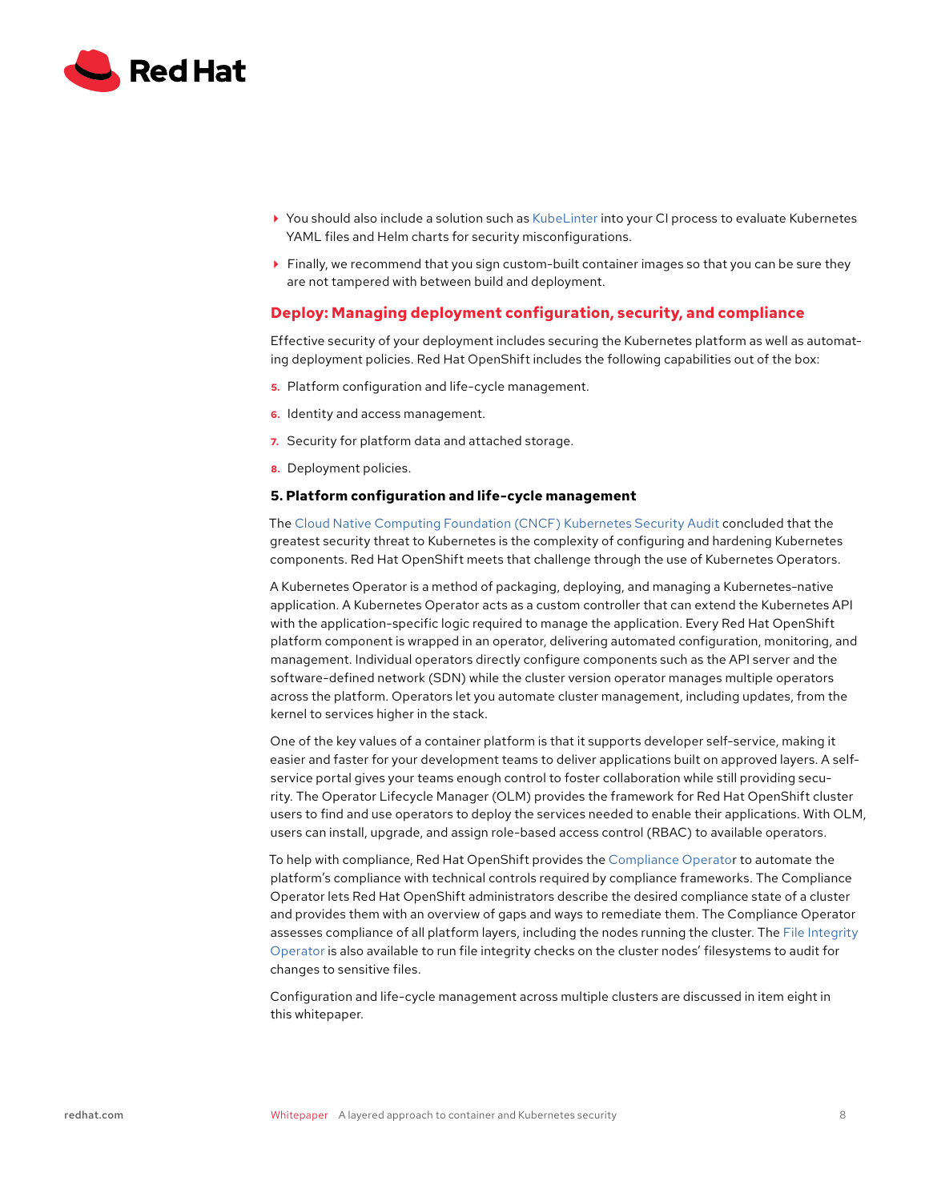- You should also include a solution such as KubeLinter into your CI process to evaluate Kubernetes YAML files and Helm charts for security misconfigurations.
- Finally, we recommend that you sign custom-built container images so that you can be sure they are not tampered with between build and deployment.

## Deploy: Managing deployment configuration, security, and compliance

Effective security of your deployment includes securing the Kubernetes platform as well as automating deployment policies. Red Hat OpenShift includes the following capabilities out of the box:

5. Platform configuration and life-cycle management.
6. Identity and access management.
7. Security for platform data and attached storage.
8. Deployment policies.

### 5. Platform configuration and life-cycle management

The Cloud Native Computing Foundation (CNCF) Kubernetes Security Audit concluded that the greatest security threat to Kubernetes is the complexity of configuring and hardening Kubernetes components. Red Hat OpenShift meets that challenge through the use of Kubernetes Operators.

A Kubernetes Operator is a method of packaging, deploying, and managing a Kubernetes-native application. A Kubernetes Operator acts as a custom controller that can extend the Kubernetes API with the application-specific logic required to manage the application. Every Red Hat OpenShift platform component is wrapped in an operator, delivering automated configuration, monitoring, and management. Individual operators directly configure components such as the API server and the software-defined network (SDN) while the cluster version operator manages multiple operators across the platform. Operators let you automate cluster management, including updates, from the kernel to services higher in the stack.

One of the key values of a container platform is that it supports developer self-service, making it easier and faster for your development teams to deliver applications built on approved layers. A self-service portal gives your teams enough control to foster collaboration while still providing security. The Operator Lifecycle Manager (OLM) provides the framework for Red Hat OpenShift cluster users to find and use operators to deploy the services needed to enable their applications. With OLM, users can install, upgrade, and assign role-based access control (RBAC) to available operators.

To help with compliance, Red Hat OpenShift provides the Compliance Operator to automate the platform's compliance with technical controls required by compliance frameworks. The Compliance Operator lets Red Hat OpenShift administrators describe the desired compliance state of a cluster and provides them with an overview of gaps and ways to remediate them. The Compliance Operator assesses compliance of all platform layers, including the nodes running the cluster. The File Integrity Operator is also available to run file integrity checks on the cluster nodes' filesystems to audit for changes to sensitive files.

Configuration and life-cycle management across multiple clusters are discussed in item eight in this whitepaper.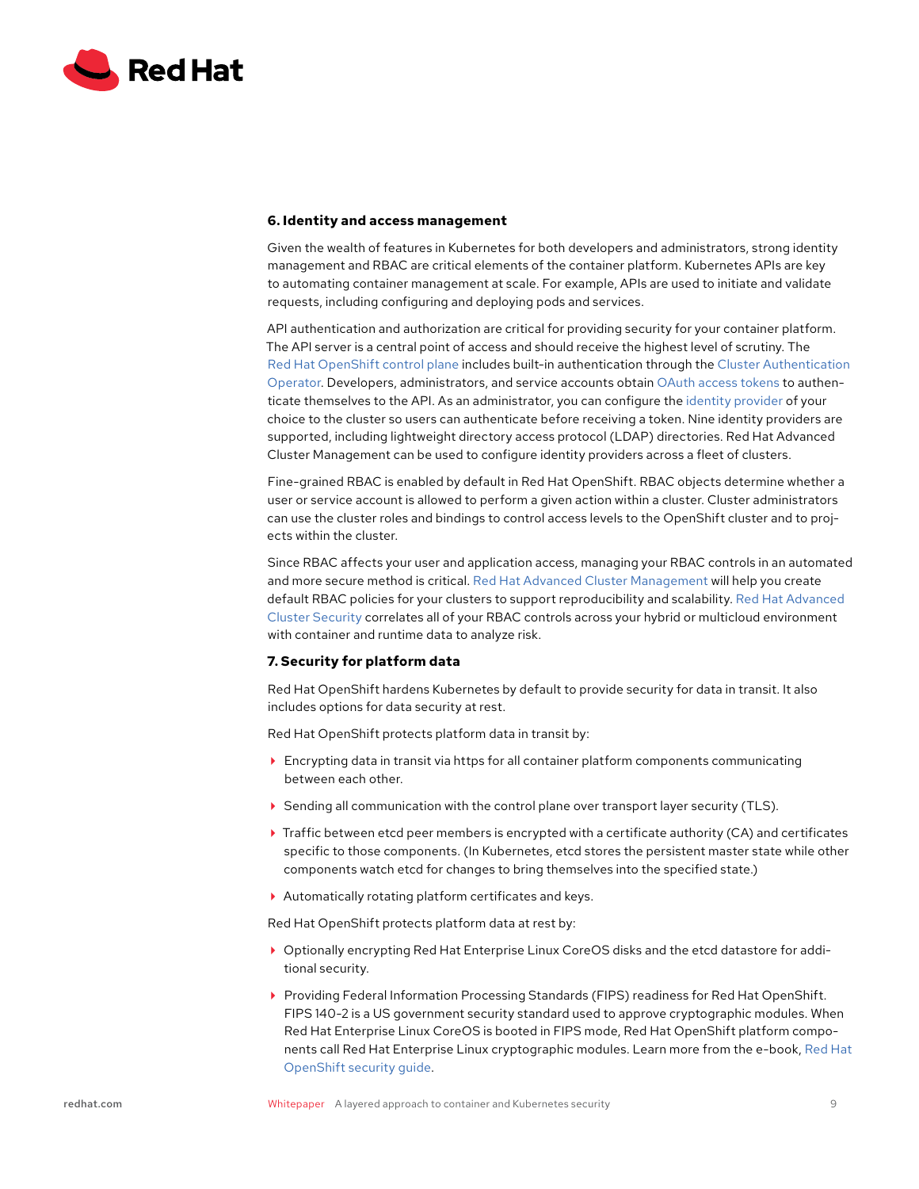### 6. Identity and access management

Given the wealth of features in Kubernetes for both developers and administrators, strong identity management and RBAC are critical elements of the container platform. Kubernetes APIs are key to automating container management at scale. For example, APIs are used to initiate and validate requests, including configuring and deploying pods and services.

API authentication and authorization are critical for providing security for your container platform. The API server is a central point of access and should receive the highest level of scrutiny. The Red Hat OpenShift control plane includes built-in authentication through the Cluster Authentication Operator. Developers, administrators, and service accounts obtain OAuth access tokens to authenticate themselves to the API. As an administrator, you can configure the identity provider of your choice to the cluster so users can authenticate before receiving a token. Nine identity providers are supported, including lightweight directory access protocol (LDAP) directories. Red Hat Advanced Cluster Management can be used to configure identity providers across a fleet of clusters.

Fine-grained RBAC is enabled by default in Red Hat OpenShift. RBAC objects determine whether a user or service account is allowed to perform a given action within a cluster. Cluster administrators can use the cluster roles and bindings to control access levels to the OpenShift cluster and to projects within the cluster.

Since RBAC affects your user and application access, managing your RBAC controls in an automated and more secure method is critical. Red Hat Advanced Cluster Management will help you create default RBAC policies for your clusters to support reproducibility and scalability. Red Hat Advanced Cluster Security correlates all of your RBAC controls across your hybrid or multicloud environment with container and runtime data to analyze risk.

### 7. Security for platform data

Red Hat OpenShift hardens Kubernetes by default to provide security for data in transit. It also includes options for data security at rest.

Red Hat OpenShift protects platform data in transit by:

- Encrypting data in transit via https for all container platform components communicating between each other.
- Sending all communication with the control plane over transport layer security (TLS).
- Traffic between etcd peer members is encrypted with a certificate authority (CA) and certificates specific to those components. (In Kubernetes, etcd stores the persistent master state while other components watch etcd for changes to bring themselves into the specified state.)
- Automatically rotating platform certificates and keys.

Red Hat OpenShift protects platform data at rest by:

- Optionally encrypting Red Hat Enterprise Linux CoreOS disks and the etcd datastore for additional security.
- Providing Federal Information Processing Standards (FIPS) readiness for Red Hat OpenShift. FIPS 140-2 is a US government security standard used to approve cryptographic modules. When Red Hat Enterprise Linux CoreOS is booted in FIPS mode, Red Hat OpenShift platform components call Red Hat Enterprise Linux cryptographic modules. Learn more from the e-book, Red Hat OpenShift security guide.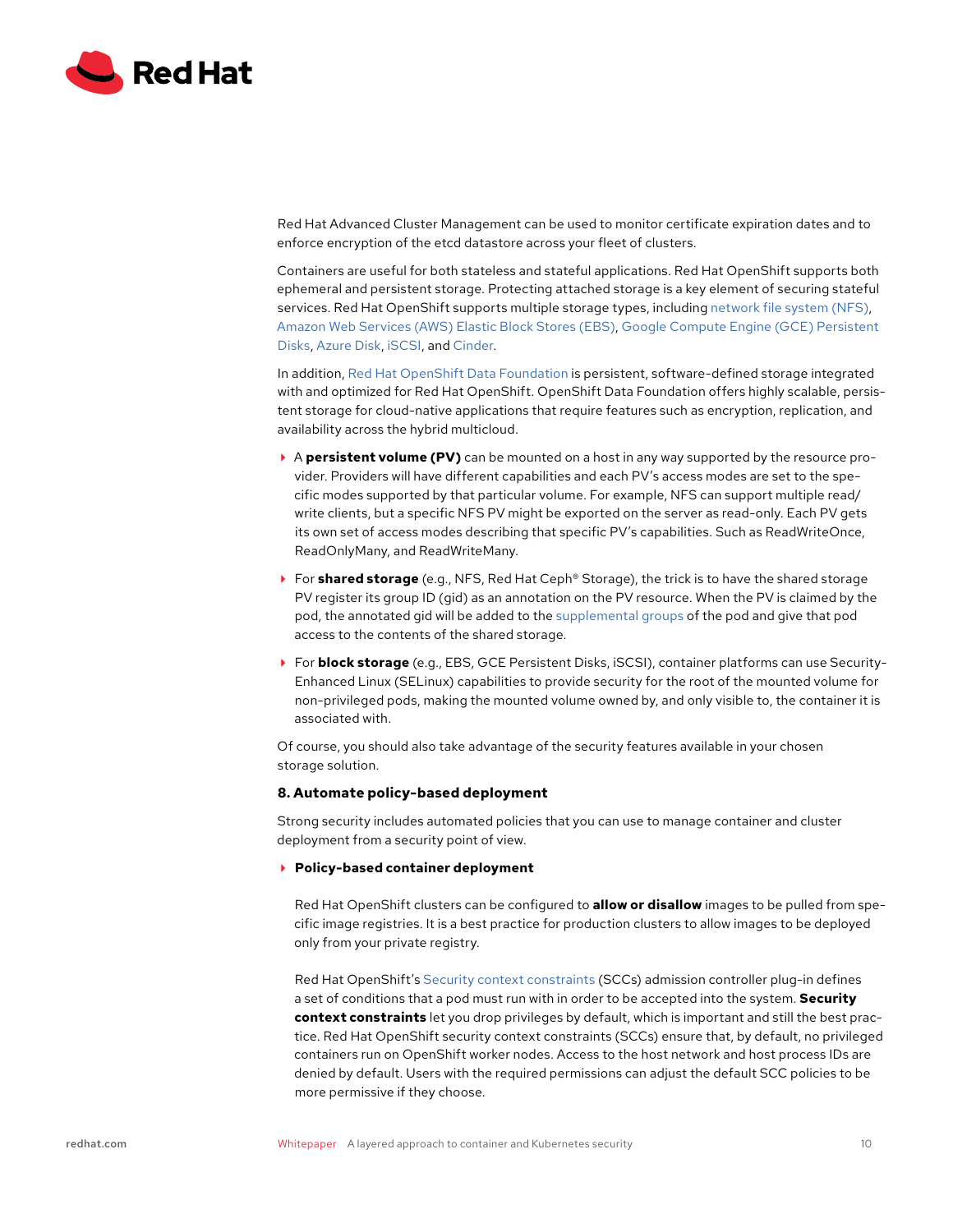Red Hat Advanced Cluster Management can be used to monitor certificate expiration dates and to enforce encryption of the etcd datastore across your fleet of clusters.

Containers are useful for both stateless and stateful applications. Red Hat OpenShift supports both ephemeral and persistent storage. Protecting attached storage is a key element of securing stateful services. Red Hat OpenShift supports multiple storage types, including network file system (NFS), Amazon Web Services (AWS) Elastic Block Stores (EBS), Google Compute Engine (GCE) Persistent Disks, Azure Disk, iSCSI, and Cinder.

In addition, Red Hat OpenShift Data Foundation is persistent, software-defined storage integrated with and optimized for Red Hat OpenShift. OpenShift Data Foundation offers highly scalable, persistent storage for cloud-native applications that require features such as encryption, replication, and availability across the hybrid multicloud.

- A **persistent volume (PV)** can be mounted on a host in any way supported by the resource provider. Providers will have different capabilities and each PV's access modes are set to the specific modes supported by that particular volume. For example, NFS can support multiple read/write clients, but a specific NFS PV might be exported on the server as read-only. Each PV gets its own set of access modes describing that specific PV's capabilities. Such as ReadWriteOnce, ReadOnlyMany, and ReadWriteMany.
- For **shared storage** (e.g., NFS, Red Hat Ceph® Storage), the trick is to have the shared storage PV register its group ID (gid) as an annotation on the PV resource. When the PV is claimed by the pod, the annotated gid will be added to the supplemental groups of the pod and give that pod access to the contents of the shared storage.
- For **block storage** (e.g., EBS, GCE Persistent Disks, iSCSI), container platforms can use Security-Enhanced Linux (SELinux) capabilities to provide security for the root of the mounted volume for non-privileged pods, making the mounted volume owned by, and only visible to, the container it is associated with.

Of course, you should also take advantage of the security features available in your chosen storage solution.

### 8. Automate policy-based deployment

Strong security includes automated policies that you can use to manage container and cluster deployment from a security point of view.

- **Policy-based container deployment**

  Red Hat OpenShift clusters can be configured to **allow or disallow** images to be pulled from specific image registries. It is a best practice for production clusters to allow images to be deployed only from your private registry.

  Red Hat OpenShift's Security context constraints (SCCs) admission controller plug-in defines a set of conditions that a pod must run with in order to be accepted into the system. **Security context constraints** let you drop privileges by default, which is important and still the best practice. Red Hat OpenShift security context constraints (SCCs) ensure that, by default, no privileged containers run on OpenShift worker nodes. Access to the host network and host process IDs are denied by default. Users with the required permissions can adjust the default SCC policies to be more permissive if they choose.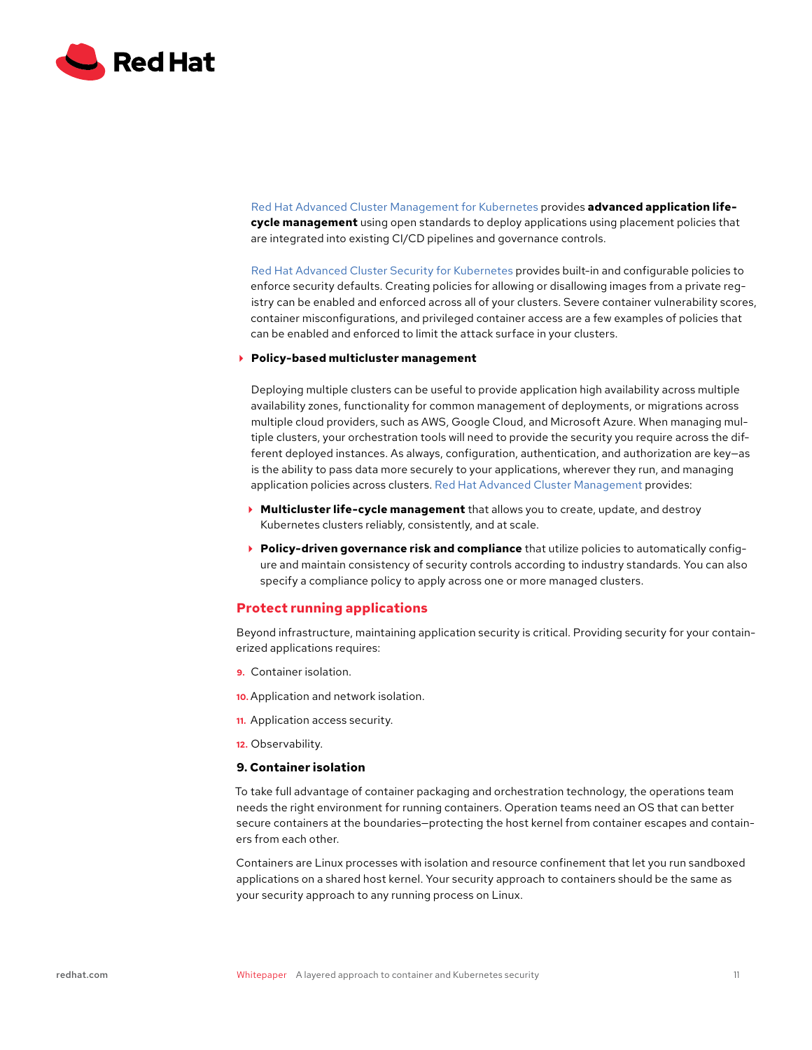Red Hat Advanced Cluster Management for Kubernetes provides **advanced application life-cycle management** using open standards to deploy applications using placement policies that are integrated into existing CI/CD pipelines and governance controls.

Red Hat Advanced Cluster Security for Kubernetes provides built-in and configurable policies to enforce security defaults. Creating policies for allowing or disallowing images from a private registry can be enabled and enforced across all of your clusters. Severe container vulnerability scores, container misconfigurations, and privileged container access are a few examples of policies that can be enabled and enforced to limit the attack surface in your clusters.

- **Policy-based multicluster management**

  Deploying multiple clusters can be useful to provide application high availability across multiple availability zones, functionality for common management of deployments, or migrations across multiple cloud providers, such as AWS, Google Cloud, and Microsoft Azure. When managing multiple clusters, your orchestration tools will need to provide the security you require across the different deployed instances. As always, configuration, authentication, and authorization are key—as is the ability to pass data more securely to your applications, wherever they run, and managing application policies across clusters. Red Hat Advanced Cluster Management provides:

  - **Multicluster life-cycle management** that allows you to create, update, and destroy Kubernetes clusters reliably, consistently, and at scale.
  - **Policy-driven governance risk and compliance** that utilize policies to automatically configure and maintain consistency of security controls according to industry standards. You can also specify a compliance policy to apply across one or more managed clusters.

## Protect running applications

Beyond infrastructure, maintaining application security is critical. Providing security for your containerized applications requires:

9. Container isolation.
10. Application and network isolation.
11. Application access security.
12. Observability.

### 9. Container isolation

To take full advantage of container packaging and orchestration technology, the operations team needs the right environment for running containers. Operation teams need an OS that can better secure containers at the boundaries—protecting the host kernel from container escapes and containers from each other.

Containers are Linux processes with isolation and resource confinement that let you run sandboxed applications on a shared host kernel. Your security approach to containers should be the same as your security approach to any running process on Linux.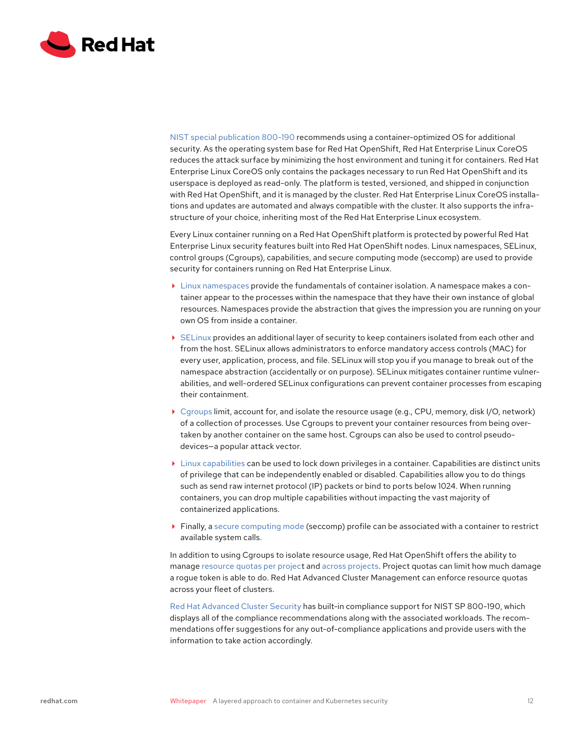NIST special publication 800-190 recommends using a container-optimized OS for additional security. As the operating system base for Red Hat OpenShift, Red Hat Enterprise Linux CoreOS reduces the attack surface by minimizing the host environment and tuning it for containers. Red Hat Enterprise Linux CoreOS only contains the packages necessary to run Red Hat OpenShift and its userspace is deployed as read-only. The platform is tested, versioned, and shipped in conjunction with Red Hat OpenShift, and it is managed by the cluster. Red Hat Enterprise Linux CoreOS installations and updates are automated and always compatible with the cluster. It also supports the infrastructure of your choice, inheriting most of the Red Hat Enterprise Linux ecosystem.

Every Linux container running on a Red Hat OpenShift platform is protected by powerful Red Hat Enterprise Linux security features built into Red Hat OpenShift nodes. Linux namespaces, SELinux, control groups (Cgroups), capabilities, and secure computing mode (seccomp) are used to provide security for containers running on Red Hat Enterprise Linux.

- Linux namespaces provide the fundamentals of container isolation. A namespace makes a container appear to the processes within the namespace that they have their own instance of global resources. Namespaces provide the abstraction that gives the impression you are running on your own OS from inside a container.
- SELinux provides an additional layer of security to keep containers isolated from each other and from the host. SELinux allows administrators to enforce mandatory access controls (MAC) for every user, application, process, and file. SELinux will stop you if you manage to break out of the namespace abstraction (accidentally or on purpose). SELinux mitigates container runtime vulnerabilities, and well-ordered SELinux configurations can prevent container processes from escaping their containment.
- Cgroups limit, account for, and isolate the resource usage (e.g., CPU, memory, disk I/O, network) of a collection of processes. Use Cgroups to prevent your container resources from being overtaken by another container on the same host. Cgroups can also be used to control pseudo-devices—a popular attack vector.
- Linux capabilities can be used to lock down privileges in a container. Capabilities are distinct units of privilege that can be independently enabled or disabled. Capabilities allow you to do things such as send raw internet protocol (IP) packets or bind to ports below 1024. When running containers, you can drop multiple capabilities without impacting the vast majority of containerized applications.
- Finally, a secure computing mode (seccomp) profile can be associated with a container to restrict available system calls.

In addition to using Cgroups to isolate resource usage, Red Hat OpenShift offers the ability to manage resource quotas per project and across projects. Project quotas can limit how much damage a rogue token is able to do. Red Hat Advanced Cluster Management can enforce resource quotas across your fleet of clusters.

Red Hat Advanced Cluster Security has built-in compliance support for NIST SP 800-190, which displays all of the compliance recommendations along with the associated workloads. The recommendations offer suggestions for any out-of-compliance applications and provide users with the information to take action accordingly.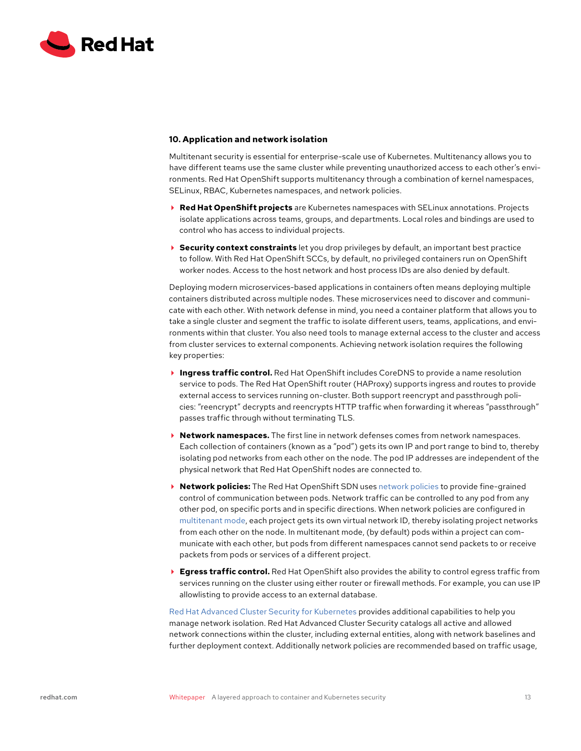### 10. Application and network isolation

Multitenant security is essential for enterprise-scale use of Kubernetes. Multitenancy allows you to have different teams use the same cluster while preventing unauthorized access to each other's environments. Red Hat OpenShift supports multitenancy through a combination of kernel namespaces, SELinux, RBAC, Kubernetes namespaces, and network policies.

- **Red Hat OpenShift projects** are Kubernetes namespaces with SELinux annotations. Projects isolate applications across teams, groups, and departments. Local roles and bindings are used to control who has access to individual projects.
- **Security context constraints** let you drop privileges by default, an important best practice to follow. With Red Hat OpenShift SCCs, by default, no privileged containers run on OpenShift worker nodes. Access to the host network and host process IDs are also denied by default.

Deploying modern microservices-based applications in containers often means deploying multiple containers distributed across multiple nodes. These microservices need to discover and communicate with each other. With network defense in mind, you need a container platform that allows you to take a single cluster and segment the traffic to isolate different users, teams, applications, and environments within that cluster. You also need tools to manage external access to the cluster and access from cluster services to external components. Achieving network isolation requires the following key properties:

- **Ingress traffic control.** Red Hat OpenShift includes CoreDNS to provide a name resolution service to pods. The Red Hat OpenShift router (HAProxy) supports ingress and routes to provide external access to services running on-cluster. Both support reencrypt and passthrough policies: "reencrypt" decrypts and reencrypts HTTP traffic when forwarding it whereas "passthrough" passes traffic through without terminating TLS.
- **Network namespaces.** The first line in network defenses comes from network namespaces. Each collection of containers (known as a "pod") gets its own IP and port range to bind to, thereby isolating pod networks from each other on the node. The pod IP addresses are independent of the physical network that Red Hat OpenShift nodes are connected to.
- **Network policies:** The Red Hat OpenShift SDN uses network policies to provide fine-grained control of communication between pods. Network traffic can be controlled to any pod from any other pod, on specific ports and in specific directions. When network policies are configured in multitenant mode, each project gets its own virtual network ID, thereby isolating project networks from each other on the node. In multitenant mode, (by default) pods within a project can communicate with each other, but pods from different namespaces cannot send packets to or receive packets from pods or services of a different project.
- **Egress traffic control.** Red Hat OpenShift also provides the ability to control egress traffic from services running on the cluster using either router or firewall methods. For example, you can use IP allowlisting to provide access to an external database.

Red Hat Advanced Cluster Security for Kubernetes provides additional capabilities to help you manage network isolation. Red Hat Advanced Cluster Security catalogs all active and allowed network connections within the cluster, including external entities, along with network baselines and further deployment context. Additionally network policies are recommended based on traffic usage,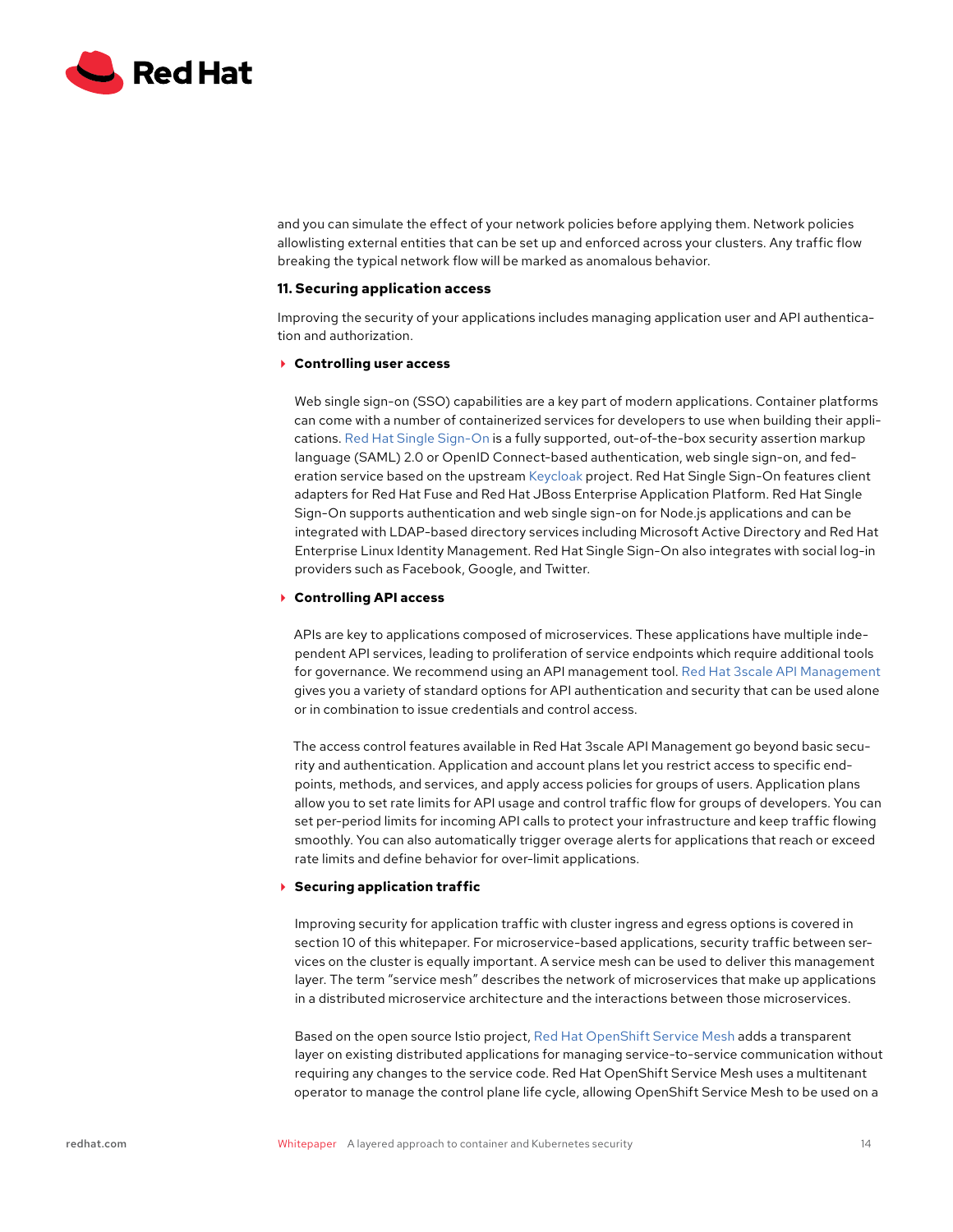and you can simulate the effect of your network policies before applying them. Network policies allowlisting external entities that can be set up and enforced across your clusters. Any traffic flow breaking the typical network flow will be marked as anomalous behavior.

### 11. Securing application access

Improving the security of your applications includes managing application user and API authentication and authorization.

- **Controlling user access**

  Web single sign-on (SSO) capabilities are a key part of modern applications. Container platforms can come with a number of containerized services for developers to use when building their applications. Red Hat Single Sign-On is a fully supported, out-of-the-box security assertion markup language (SAML) 2.0 or OpenID Connect-based authentication, web single sign-on, and federation service based on the upstream Keycloak project. Red Hat Single Sign-On features client adapters for Red Hat Fuse and Red Hat JBoss Enterprise Application Platform. Red Hat Single Sign-On supports authentication and web single sign-on for Node.js applications and can be integrated with LDAP-based directory services including Microsoft Active Directory and Red Hat Enterprise Linux Identity Management. Red Hat Single Sign-On also integrates with social log-in providers such as Facebook, Google, and Twitter.

- **Controlling API access**

  APIs are key to applications composed of microservices. These applications have multiple independent API services, leading to proliferation of service endpoints which require additional tools for governance. We recommend using an API management tool. Red Hat 3scale API Management gives you a variety of standard options for API authentication and security that can be used alone or in combination to issue credentials and control access.

  The access control features available in Red Hat 3scale API Management go beyond basic security and authentication. Application and account plans let you restrict access to specific endpoints, methods, and services, and apply access policies for groups of users. Application plans allow you to set rate limits for API usage and control traffic flow for groups of developers. You can set per-period limits for incoming API calls to protect your infrastructure and keep traffic flowing smoothly. You can also automatically trigger overage alerts for applications that reach or exceed rate limits and define behavior for over-limit applications.

- **Securing application traffic**

  Improving security for application traffic with cluster ingress and egress options is covered in section 10 of this whitepaper. For microservice-based applications, security traffic between services on the cluster is equally important. A service mesh can be used to deliver this management layer. The term "service mesh" describes the network of microservices that make up applications in a distributed microservice architecture and the interactions between those microservices.

  Based on the open source Istio project, Red Hat OpenShift Service Mesh adds a transparent layer on existing distributed applications for managing service-to-service communication without requiring any changes to the service code. Red Hat OpenShift Service Mesh uses a multitenant operator to manage the control plane life cycle, allowing OpenShift Service Mesh to be used on a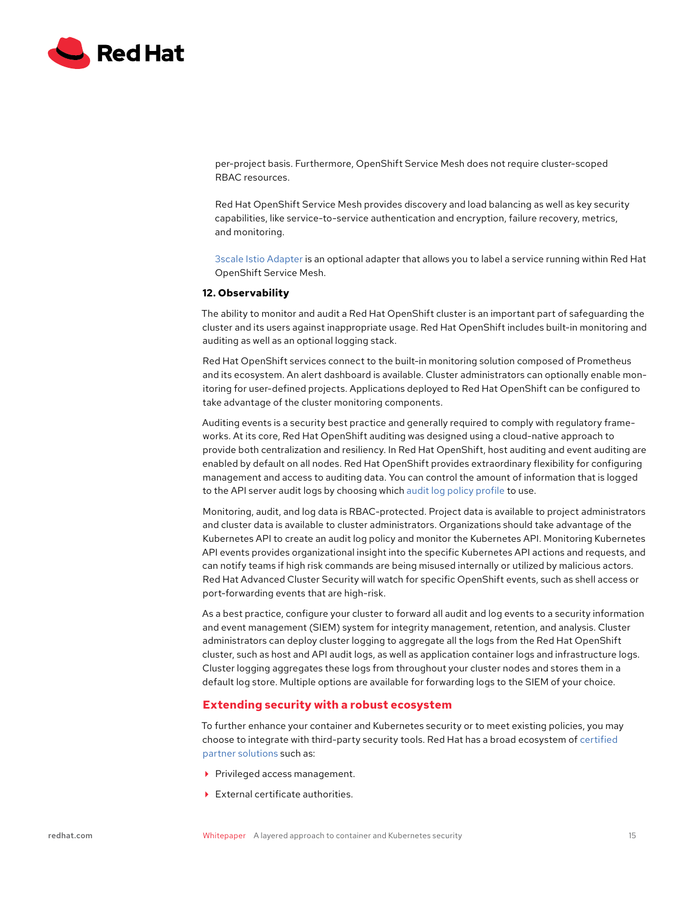per-project basis. Furthermore, OpenShift Service Mesh does not require cluster-scoped RBAC resources.

Red Hat OpenShift Service Mesh provides discovery and load balancing as well as key security capabilities, like service-to-service authentication and encryption, failure recovery, metrics, and monitoring.

3scale Istio Adapter is an optional adapter that allows you to label a service running within Red Hat OpenShift Service Mesh.

**12. Observability**

The ability to monitor and audit a Red Hat OpenShift cluster is an important part of safeguarding the cluster and its users against inappropriate usage. Red Hat OpenShift includes built-in monitoring and auditing as well as an optional logging stack.

Red Hat OpenShift services connect to the built-in monitoring solution composed of Prometheus and its ecosystem. An alert dashboard is available. Cluster administrators can optionally enable monitoring for user-defined projects. Applications deployed to Red Hat OpenShift can be configured to take advantage of the cluster monitoring components.

Auditing events is a security best practice and generally required to comply with regulatory frameworks. At its core, Red Hat OpenShift auditing was designed using a cloud-native approach to provide both centralization and resiliency. In Red Hat OpenShift, host auditing and event auditing are enabled by default on all nodes. Red Hat OpenShift provides extraordinary flexibility for configuring management and access to auditing data. You can control the amount of information that is logged to the API server audit logs by choosing which audit log policy profile to use.

Monitoring, audit, and log data is RBAC-protected. Project data is available to project administrators and cluster data is available to cluster administrators. Organizations should take advantage of the Kubernetes API to create an audit log policy and monitor the Kubernetes API. Monitoring Kubernetes API events provides organizational insight into the specific Kubernetes API actions and requests, and can notify teams if high risk commands are being misused internally or utilized by malicious actors. Red Hat Advanced Cluster Security will watch for specific OpenShift events, such as shell access or port-forwarding events that are high-risk.

As a best practice, configure your cluster to forward all audit and log events to a security information and event management (SIEM) system for integrity management, retention, and analysis. Cluster administrators can deploy cluster logging to aggregate all the logs from the Red Hat OpenShift cluster, such as host and API audit logs, as well as application container logs and infrastructure logs. Cluster logging aggregates these logs from throughout your cluster nodes and stores them in a default log store. Multiple options are available for forwarding logs to the SIEM of your choice.

## Extending security with a robust ecosystem

To further enhance your container and Kubernetes security or to meet existing policies, you may choose to integrate with third-party security tools. Red Hat has a broad ecosystem of certified partner solutions such as:

- Privileged access management.
- External certificate authorities.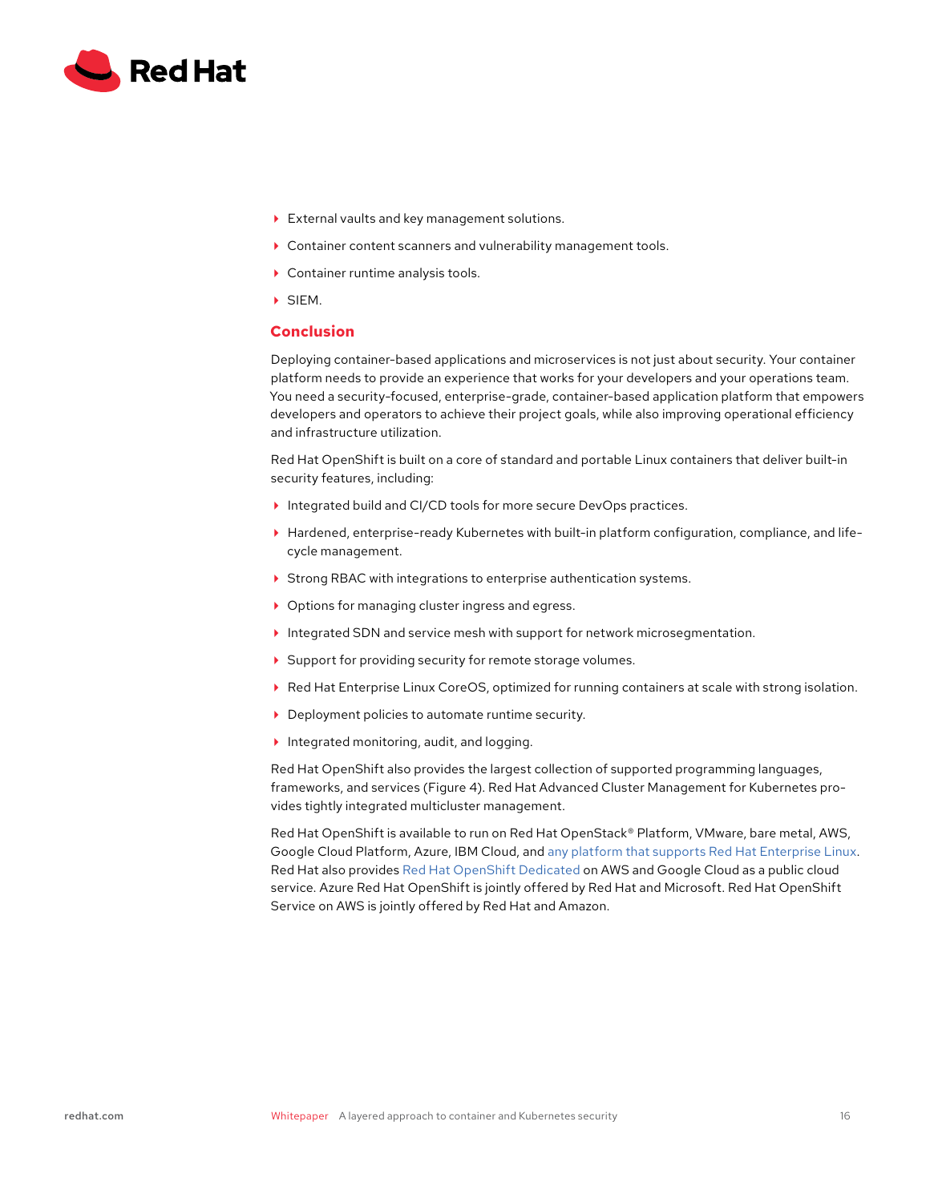- External vaults and key management solutions.
- Container content scanners and vulnerability management tools.
- Container runtime analysis tools.
- SIEM.

## Conclusion

Deploying container-based applications and microservices is not just about security. Your container platform needs to provide an experience that works for your developers and your operations team. You need a security-focused, enterprise-grade, container-based application platform that empowers developers and operators to achieve their project goals, while also improving operational efficiency and infrastructure utilization.

Red Hat OpenShift is built on a core of standard and portable Linux containers that deliver built-in security features, including:

- Integrated build and CI/CD tools for more secure DevOps practices.
- Hardened, enterprise-ready Kubernetes with built-in platform configuration, compliance, and life-cycle management.
- Strong RBAC with integrations to enterprise authentication systems.
- Options for managing cluster ingress and egress.
- Integrated SDN and service mesh with support for network microsegmentation.
- Support for providing security for remote storage volumes.
- Red Hat Enterprise Linux CoreOS, optimized for running containers at scale with strong isolation.
- Deployment policies to automate runtime security.
- Integrated monitoring, audit, and logging.

Red Hat OpenShift also provides the largest collection of supported programming languages, frameworks, and services (Figure 4). Red Hat Advanced Cluster Management for Kubernetes provides tightly integrated multicluster management.

Red Hat OpenShift is available to run on Red Hat OpenStack® Platform, VMware, bare metal, AWS, Google Cloud Platform, Azure, IBM Cloud, and any platform that supports Red Hat Enterprise Linux. Red Hat also provides Red Hat OpenShift Dedicated on AWS and Google Cloud as a public cloud service. Azure Red Hat OpenShift is jointly offered by Red Hat and Microsoft. Red Hat OpenShift Service on AWS is jointly offered by Red Hat and Amazon.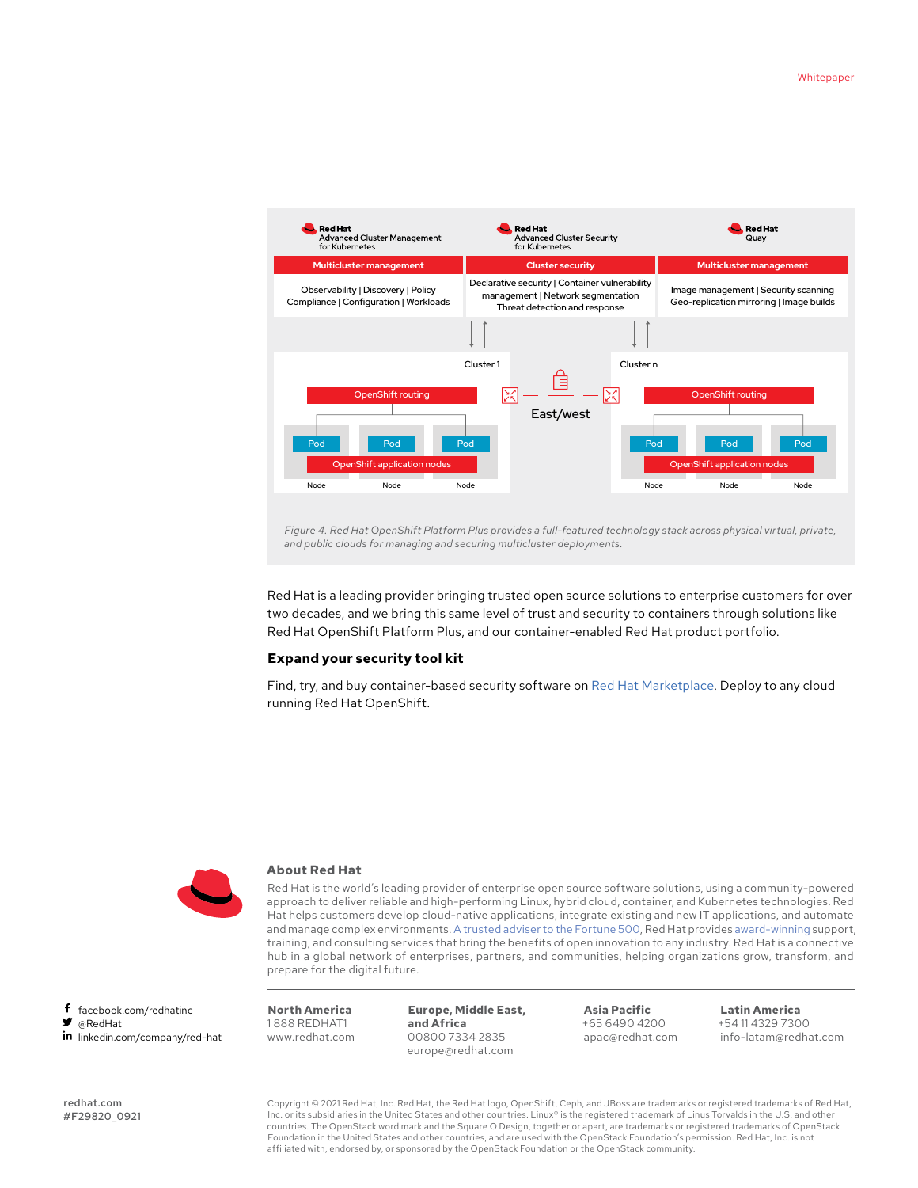Red Hat Advanced Cluster Management for Kubernetes

Multicluster management

Observability | Discovery | Policy
Compliance | Configuration | Workloads

Red Hat Advanced Cluster Security for Kubernetes

Cluster security

Declarative security | Container vulnerability management | Network segmentation
Threat detection and response

Red Hat Quay

Multicluster management

Image management | Security scanning
Geo-replication mirroring | Image builds

Cluster 1

OpenShift routing

Pod
Pod
Pod

OpenShift application nodes

Node
Node
Node

East/west

Cluster n

OpenShift routing

Pod
Pod
Pod

OpenShift application nodes

Node
Node
Node

*Figure 4. Red Hat OpenShift Platform Plus provides a full-featured technology stack across physical virtual, private, and public clouds for managing and securing multicluster deployments.*

Red Hat is a leading provider bringing trusted open source solutions to enterprise customers for over two decades, and we bring this same level of trust and security to containers through solutions like Red Hat OpenShift Platform Plus, and our container-enabled Red Hat product portfolio.

## Expand your security tool kit

Find, try, and buy container-based security software on Red Hat Marketplace. Deploy to any cloud running Red Hat OpenShift.

## About Red Hat

Red Hat is the world's leading provider of enterprise open source software solutions, using a community-powered approach to deliver reliable and high-performing Linux, hybrid cloud, container, and Kubernetes technologies. Red Hat helps customers develop cloud-native applications, integrate existing and new IT applications, and automate and manage complex environments. A trusted adviser to the Fortune 500, Red Hat provides award-winning support, training, and consulting services that bring the benefits of open innovation to any industry. Red Hat is a connective hub in a global network of enterprises, partners, and communities, helping organizations grow, transform, and prepare for the digital future.

facebook.com/redhatinc
@RedHat
linkedin.com/company/red-hat

**North America**
1 888 REDHAT1
www.redhat.com

**Europe, Middle East, and Africa**
00800 7334 2835
europe@redhat.com

**Asia Pacific**
+65 6490 4200
apac@redhat.com

**Latin America**
+54 11 4329 7300
info-latam@redhat.com

redhat.com
#F29820_0921

Copyright © 2021 Red Hat, Inc. Red Hat, the Red Hat logo, OpenShift, Ceph, and JBoss are trademarks or registered trademarks of Red Hat, Inc. or its subsidiaries in the United States and other countries. Linux® is the registered trademark of Linus Torvalds in the U.S. and other countries. The OpenStack word mark and the Square O Design, together or apart, are trademarks or registered trademarks of OpenStack Foundation in the United States and other countries, and are used with the OpenStack Foundation's permission. Red Hat, Inc. is not affiliated with, endorsed by, or sponsored by the OpenStack Foundation or the OpenStack community.